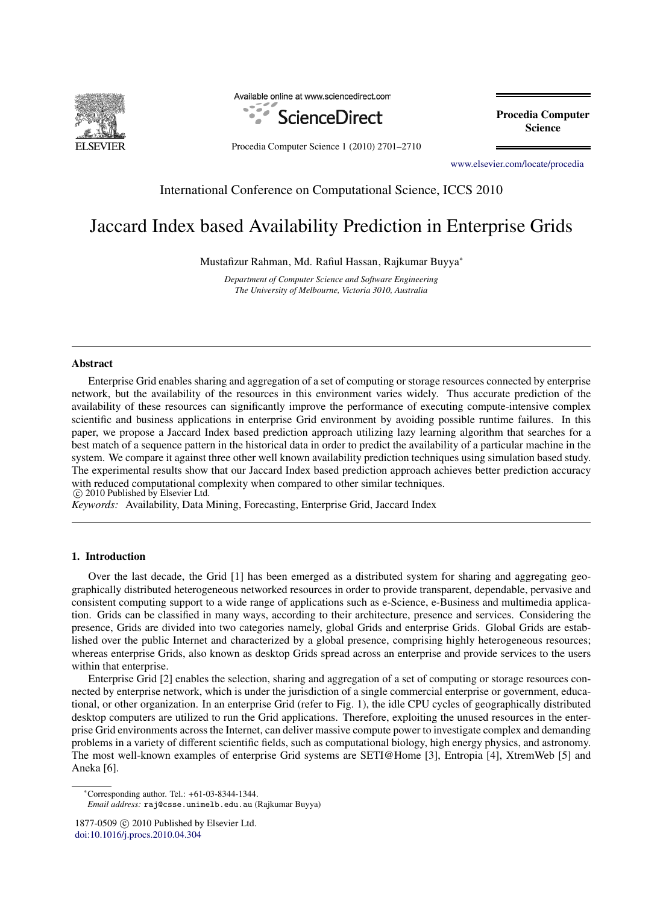International Conference on Computational Science, ICCS 2010

# Jaccard Index based Availability Prediction in Enterprise Grids

Mustafizur Rahman, Md. Rafiul Hassan, Rajkumar Buyya*

*Department of Computer Science and Software Engineering*
*The University of Melbourne, Victoria 3010, Australia*

---

## Abstract

Enterprise Grid enables sharing and aggregation of a set of computing or storage resources connected by enterprise network, but the availability of the resources in this environment varies widely. Thus accurate prediction of the availability of these resources can significantly improve the performance of executing compute-intensive complex scientific and business applications in enterprise Grid environment by avoiding possible runtime failures. In this paper, we propose a Jaccard Index based prediction approach utilizing lazy learning algorithm that searches for a best match of a sequence pattern in the historical data in order to predict the availability of a particular machine in the system. We compare it against three other well known availability prediction techniques using simulation based study. The experimental results show that our Jaccard Index based prediction approach achieves better prediction accuracy with reduced computational complexity when compared to other similar techniques.

© 2010 Published by Elsevier Ltd.

*Keywords:* Availability, Data Mining, Forecasting, Enterprise Grid, Jaccard Index

---

## 1. Introduction

Over the last decade, the Grid [1] has been emerged as a distributed system for sharing and aggregating geographically distributed heterogeneous networked resources in order to provide transparent, dependable, pervasive and consistent computing support to a wide range of applications such as e-Science, e-Business and multimedia application. Grids can be classified in many ways, according to their architecture, presence and services. Considering the presence, Grids are divided into two categories namely, global Grids and enterprise Grids. Global Grids are established over the public Internet and characterized by a global presence, comprising highly heterogeneous resources; whereas enterprise Grids, also known as desktop Grids spread across an enterprise and provide services to the users within that enterprise.

Enterprise Grid [2] enables the selection, sharing and aggregation of a set of computing or storage resources connected by enterprise network, which is under the jurisdiction of a single commercial enterprise or government, educational, or other organization. In an enterprise Grid (refer to Fig. 1), the idle CPU cycles of geographically distributed desktop computers are utilized to run the Grid applications. Therefore, exploiting the unused resources in the enterprise Grid environments across the Internet, can deliver massive compute power to investigate complex and demanding problems in a variety of different scientific fields, such as computational biology, high energy physics, and astronomy. The most well-known examples of enterprise Grid systems are SETI@Home [3], Entropia [4], XtremWeb [5] and Aneka [6].

*Corresponding author. Tel.: +61-03-8344-1344.
*Email address:* raj@csse.unimelb.edu.au (Rajkumar Buyya)

1877-0509 © 2010 Published by Elsevier Ltd.
doi:10.1016/j.procs.2010.04.304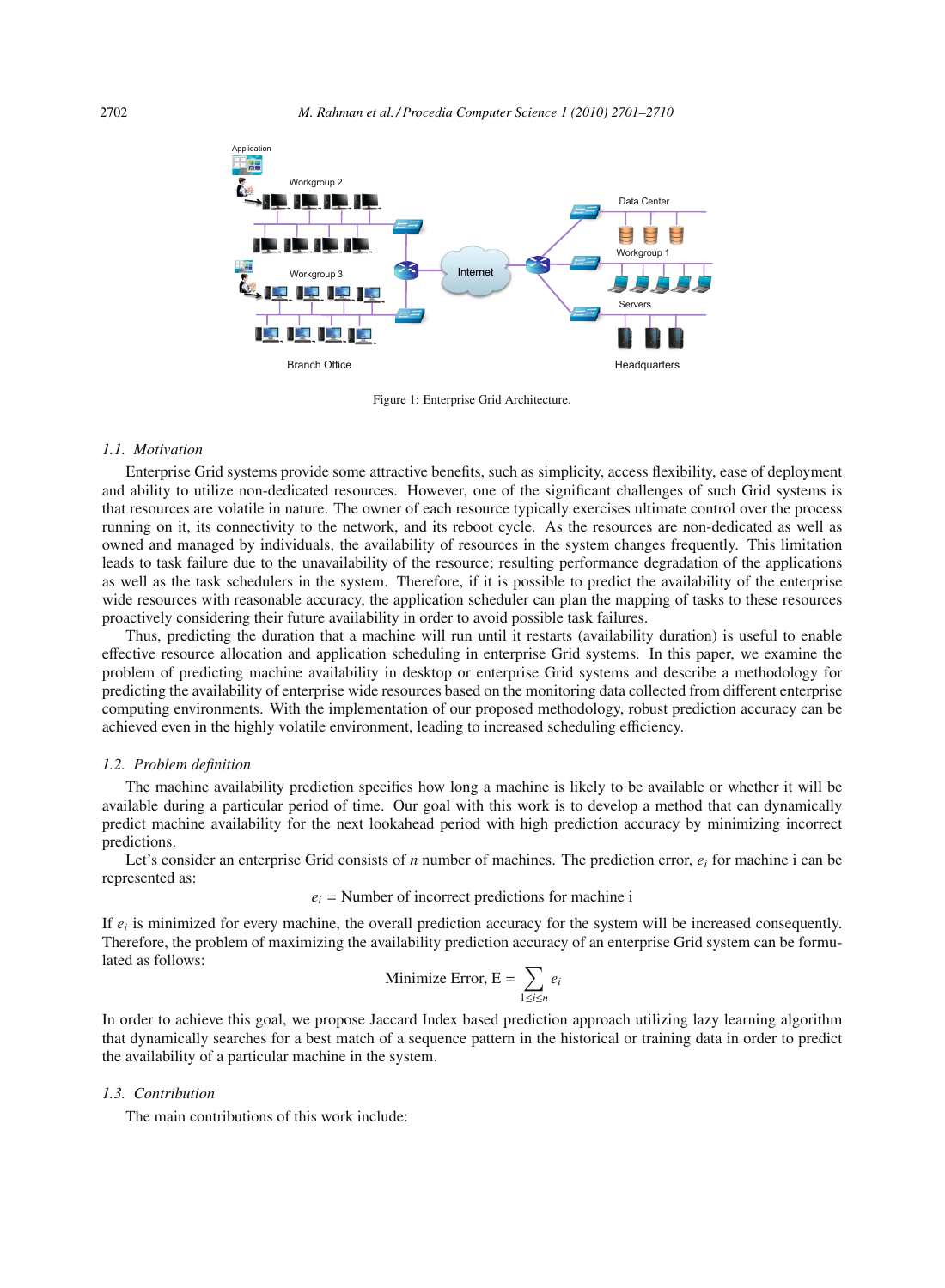Application

Workgroup 2

Workgroup 3

Branch Office

Internet

Data Center

Workgroup 1

Servers

Headquarters

Figure 1: Enterprise Grid Architecture.

### 1.1. Motivation

Enterprise Grid systems provide some attractive benefits, such as simplicity, access flexibility, ease of deployment and ability to utilize non-dedicated resources. However, one of the significant challenges of such Grid systems is that resources are volatile in nature. The owner of each resource typically exercises ultimate control over the process running on it, its connectivity to the network, and its reboot cycle. As the resources are non-dedicated as well as owned and managed by individuals, the availability of resources in the system changes frequently. This limitation leads to task failure due to the unavailability of the resource; resulting performance degradation of the applications as well as the task schedulers in the system. Therefore, if it is possible to predict the availability of the enterprise wide resources with reasonable accuracy, the application scheduler can plan the mapping of tasks to these resources proactively considering their future availability in order to avoid possible task failures.

Thus, predicting the duration that a machine will run until it restarts (availability duration) is useful to enable effective resource allocation and application scheduling in enterprise Grid systems. In this paper, we examine the problem of predicting machine availability in desktop or enterprise Grid systems and describe a methodology for predicting the availability of enterprise wide resources based on the monitoring data collected from different enterprise computing environments. With the implementation of our proposed methodology, robust prediction accuracy can be achieved even in the highly volatile environment, leading to increased scheduling efficiency.

### 1.2. Problem definition

The machine availability prediction specifies how long a machine is likely to be available or whether it will be available during a particular period of time. Our goal with this work is to develop a method that can dynamically predict machine availability for the next lookahead period with high prediction accuracy by minimizing incorrect predictions.

Let's consider an enterprise Grid consists of $n$ number of machines. The prediction error, $e_i$ for machine i can be represented as:

$$e_i = \text{Number of incorrect predictions for machine i}$$

If $e_i$ is minimized for every machine, the overall prediction accuracy for the system will be increased consequently. Therefore, the problem of maximizing the availability prediction accuracy of an enterprise Grid system can be formulated as follows:

$$\text{Minimize Error, E} = \sum_{1 \leq i \leq n} e_i$$

In order to achieve this goal, we propose Jaccard Index based prediction approach utilizing lazy learning algorithm that dynamically searches for a best match of a sequence pattern in the historical or training data in order to predict the availability of a particular machine in the system.

### 1.3. Contribution

The main contributions of this work include: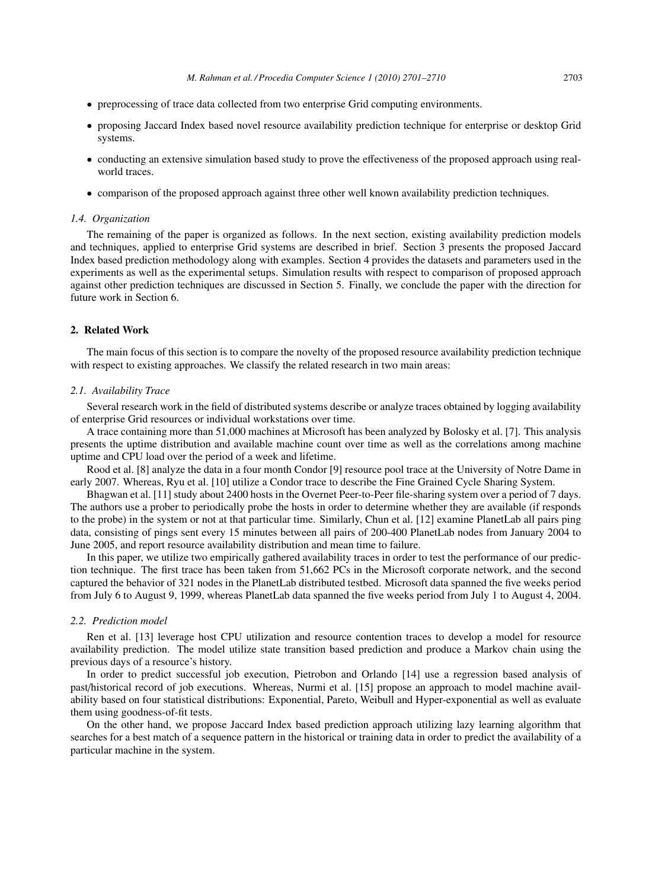- preprocessing of trace data collected from two enterprise Grid computing environments.
- proposing Jaccard Index based novel resource availability prediction technique for enterprise or desktop Grid systems.
- conducting an extensive simulation based study to prove the effectiveness of the proposed approach using real-world traces.
- comparison of the proposed approach against three other well known availability prediction techniques.

### *1.4. Organization*

The remaining of the paper is organized as follows. In the next section, existing availability prediction models and techniques, applied to enterprise Grid systems are described in brief. Section 3 presents the proposed Jaccard Index based prediction methodology along with examples. Section 4 provides the datasets and parameters used in the experiments as well as the experimental setups. Simulation results with respect to comparison of proposed approach against other prediction techniques are discussed in Section 5. Finally, we conclude the paper with the direction for future work in Section 6.

## 2. Related Work

The main focus of this section is to compare the novelty of the proposed resource availability prediction technique with respect to existing approaches. We classify the related research in two main areas:

### *2.1. Availability Trace*

Several research work in the field of distributed systems describe or analyze traces obtained by logging availability of enterprise Grid resources or individual workstations over time.

A trace containing more than 51,000 machines at Microsoft has been analyzed by Bolosky et al. [7]. This analysis presents the uptime distribution and available machine count over time as well as the correlations among machine uptime and CPU load over the period of a week and lifetime.

Rood et al. [8] analyze the data in a four month Condor [9] resource pool trace at the University of Notre Dame in early 2007. Whereas, Ryu et al. [10] utilize a Condor trace to describe the Fine Grained Cycle Sharing System.

Bhagwan et al. [11] study about 2400 hosts in the Overnet Peer-to-Peer file-sharing system over a period of 7 days. The authors use a prober to periodically probe the hosts in order to determine whether they are available (if responds to the probe) in the system or not at that particular time. Similarly, Chun et al. [12] examine PlanetLab all pairs ping data, consisting of pings sent every 15 minutes between all pairs of 200-400 PlanetLab nodes from January 2004 to June 2005, and report resource availability distribution and mean time to failure.

In this paper, we utilize two empirically gathered availability traces in order to test the performance of our prediction technique. The first trace has been taken from 51,662 PCs in the Microsoft corporate network, and the second captured the behavior of 321 nodes in the PlanetLab distributed testbed. Microsoft data spanned the five weeks period from July 6 to August 9, 1999, whereas PlanetLab data spanned the five weeks period from July 1 to August 4, 2004.

### *2.2. Prediction model*

Ren et al. [13] leverage host CPU utilization and resource contention traces to develop a model for resource availability prediction. The model utilize state transition based prediction and produce a Markov chain using the previous days of a resource's history.

In order to predict successful job execution, Pietrobon and Orlando [14] use a regression based analysis of past/historical record of job executions. Whereas, Nurmi et al. [15] propose an approach to model machine availability based on four statistical distributions: Exponential, Pareto, Weibull and Hyper-exponential as well as evaluate them using goodness-of-fit tests.

On the other hand, we propose Jaccard Index based prediction approach utilizing lazy learning algorithm that searches for a best match of a sequence pattern in the historical or training data in order to predict the availability of a particular machine in the system.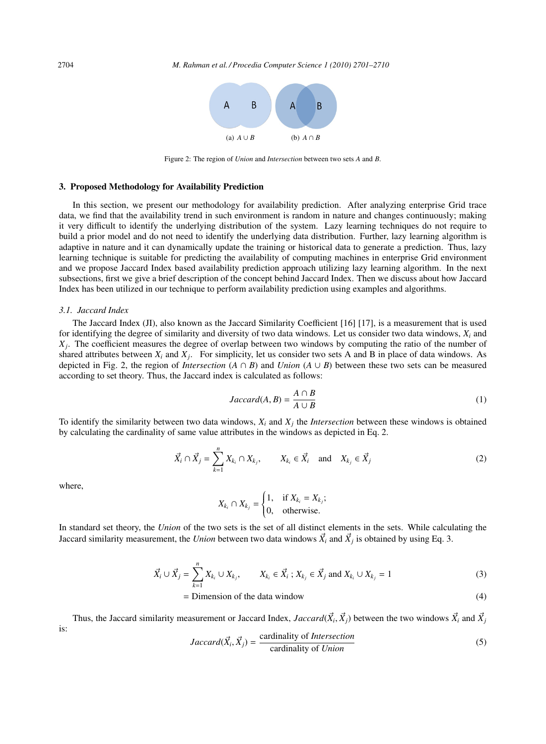Figure 2: The region of *Union* and *Intersection* between two sets $A$ and $B$.

## 3. Proposed Methodology for Availability Prediction

In this section, we present our methodology for availability prediction. After analyzing enterprise Grid trace data, we find that the availability trend in such environment is random in nature and changes continuously; making it very difficult to identify the underlying distribution of the system. Lazy learning techniques do not require to build a prior model and do not need to identify the underlying data distribution. Further, lazy learning algorithm is adaptive in nature and it can dynamically update the training or historical data to generate a prediction. Thus, lazy learning technique is suitable for predicting the availability of computing machines in enterprise Grid environment and we propose Jaccard Index based availability prediction approach utilizing lazy learning algorithm. In the next subsections, first we give a brief description of the concept behind Jaccard Index. Then we discuss about how Jaccard Index has been utilized in our technique to perform availability prediction using examples and algorithms.

### 3.1. Jaccard Index

The Jaccard Index (JI), also known as the Jaccard Similarity Coefficient [16] [17], is a measurement that is used for identifying the degree of similarity and diversity of two data windows. Let us consider two data windows, $X_i$ and $X_j$. The coefficient measures the degree of overlap between two windows by computing the ratio of the number of shared attributes between $X_i$ and $X_j$. For simplicity, let us consider two sets A and B in place of data windows. As depicted in Fig. 2, the region of *Intersection* ($A \cap B$) and *Union* ($A \cup B$) between these two sets can be measured according to set theory. Thus, the Jaccard index is calculated as follows:

$$Jaccard(A, B) = \frac{A \cap B}{A \cup B} \tag{1}$$

To identify the similarity between two data windows, $X_i$ and $X_j$ the *Intersection* between these windows is obtained by calculating the cardinality of same value attributes in the windows as depicted in Eq. 2.

$$\vec{X}_i \cap \vec{X}_j = \sum_{k=1}^{n} X_{k_i} \cap X_{k_j}, \qquad X_{k_i} \in \vec{X}_i \quad \text{and} \quad X_{k_j} \in \vec{X}_j \tag{2}$$

where,

$$X_{k_i} \cap X_{k_j} = \begin{cases} 1, & \text{if } X_{k_i} = X_{k_j}; \\ 0, & \text{otherwise.} \end{cases}$$

In standard set theory, the *Union* of the two sets is the set of all distinct elements in the sets. While calculating the Jaccard similarity measurement, the *Union* between two data windows $\vec{X}_i$ and $\vec{X}_j$ is obtained by using Eq. 3.

$$\vec{X}_i \cup \vec{X}_j = \sum_{k=1}^{n} X_{k_i} \cup X_{k_j}, \qquad X_{k_i} \in \vec{X}_i \,;\, X_{k_j} \in \vec{X}_j \text{ and } X_{k_i} \cup X_{k_j} = 1 \tag{3}$$

$$= \text{Dimension of the data window} \tag{4}$$

Thus, the Jaccard similarity measurement or Jaccard Index, $Jaccard(\vec{X}_i, \vec{X}_j)$ between the two windows $\vec{X}_i$ and $\vec{X}_j$ is:

$$Jaccard(\vec{X}_i, \vec{X}_j) = \frac{\text{cardinality of } \textit{Intersection}}{\text{cardinality of } \textit{Union}} \tag{5}$$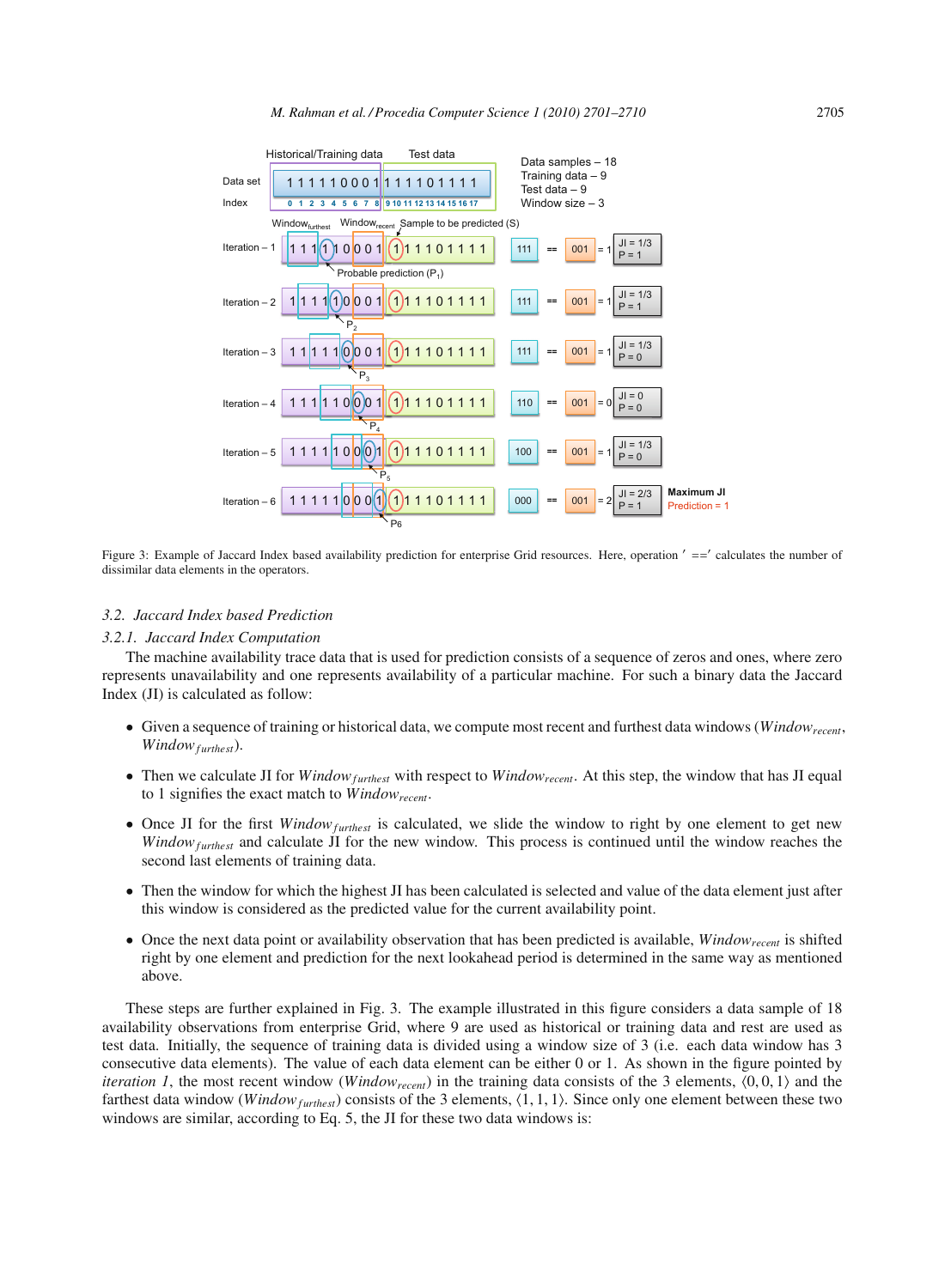Figure 3: Example of Jaccard Index based availability prediction for enterprise Grid resources. Here, operation $'==' $ calculates the number of dissimilar data elements in the operators.

### 3.2. Jaccard Index based Prediction

#### 3.2.1. Jaccard Index Computation

The machine availability trace data that is used for prediction consists of a sequence of zeros and ones, where zero represents unavailability and one represents availability of a particular machine. For such a binary data the Jaccard Index (JI) is calculated as follow:

- Given a sequence of training or historical data, we compute most recent and furthest data windows ($Window_{recent}$, $Window_{furthest}$).
- Then we calculate JI for $Window_{furthest}$ with respect to $Window_{recent}$. At this step, the window that has JI equal to 1 signifies the exact match to $Window_{recent}$.
- Once JI for the first $Window_{furthest}$ is calculated, we slide the window to right by one element to get new $Window_{furthest}$ and calculate JI for the new window. This process is continued until the window reaches the second last elements of training data.
- Then the window for which the highest JI has been calculated is selected and value of the data element just after this window is considered as the predicted value for the current availability point.
- Once the next data point or availability observation that has been predicted is available, $Window_{recent}$ is shifted right by one element and prediction for the next lookahead period is determined in the same way as mentioned above.

These steps are further explained in Fig. 3. The example illustrated in this figure considers a data sample of 18 availability observations from enterprise Grid, where 9 are used as historical or training data and rest are used as test data. Initially, the sequence of training data is divided using a window size of 3 (i.e. each data window has 3 consecutive data elements). The value of each data element can be either 0 or 1. As shown in the figure pointed by *iteration 1*, the most recent window ($Window_{recent}$) in the training data consists of the 3 elements, $\langle 0, 0, 1\rangle$ and the farthest data window ($Window_{furthest}$) consists of the 3 elements, $\langle 1, 1, 1\rangle$. Since only one element between these two windows are similar, according to Eq. 5, the JI for these two data windows is: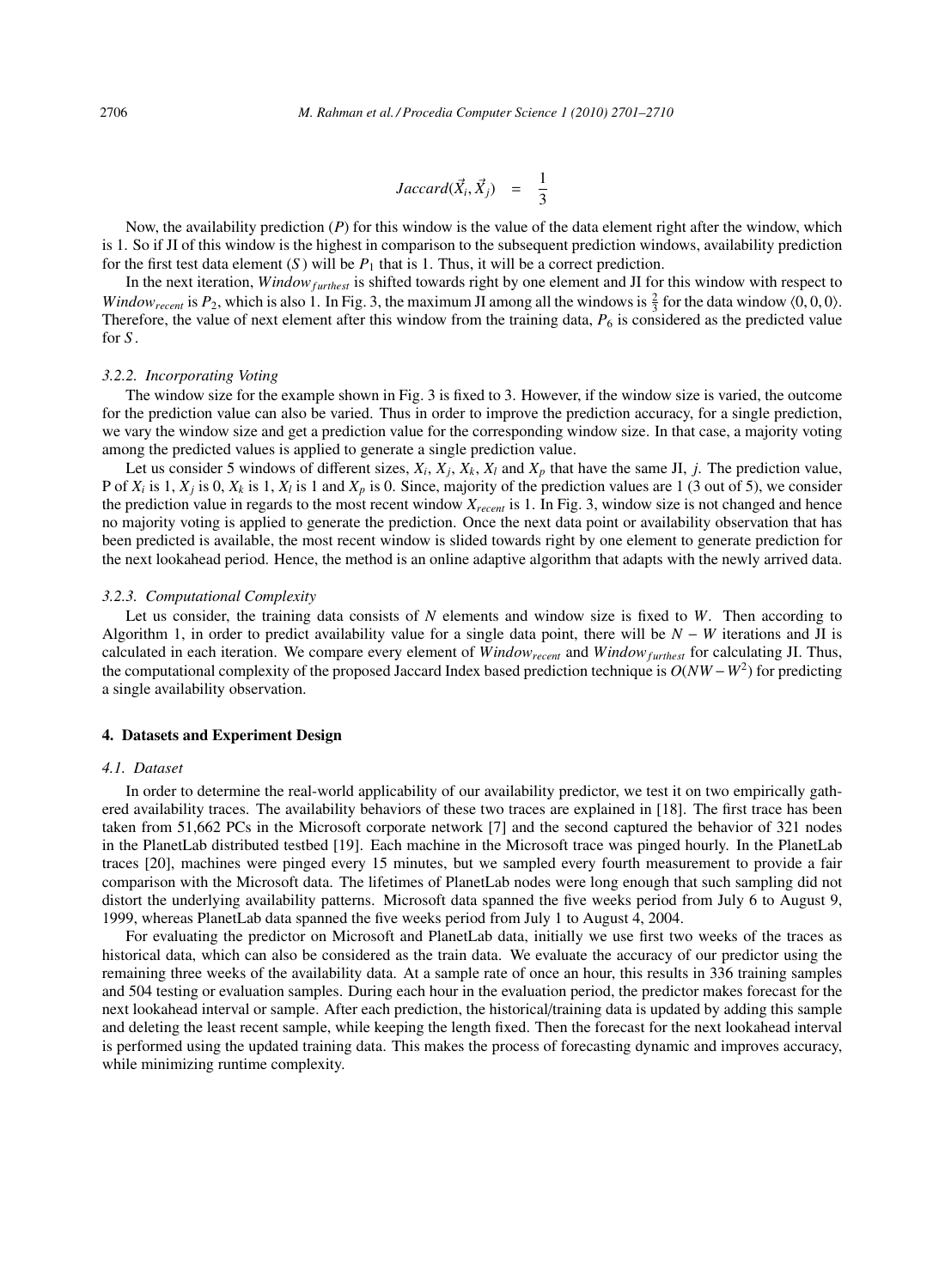$$Jaccard(\vec{X_i}, \vec{X_j}) \quad = \quad \frac{1}{3}$$

Now, the availability prediction ($P$) for this window is the value of the data element right after the window, which is 1. So if JI of this window is the highest in comparison to the subsequent prediction windows, availability prediction for the first test data element ($S$) will be $P_1$ that is 1. Thus, it will be a correct prediction.

In the next iteration, $Window_{furthest}$ is shifted towards right by one element and JI for this window with respect to $Window_{recent}$ is $P_2$, which is also 1. In Fig. 3, the maximum JI among all the windows is $\frac{2}{3}$ for the data window $\langle 0, 0, 0 \rangle$. Therefore, the value of next element after this window from the training data, $P_6$ is considered as the predicted value for $S$.

### 3.2.2. Incorporating Voting

The window size for the example shown in Fig. 3 is fixed to 3. However, if the window size is varied, the outcome for the prediction value can also be varied. Thus in order to improve the prediction accuracy, for a single prediction, we vary the window size and get a prediction value for the corresponding window size. In that case, a majority voting among the predicted values is applied to generate a single prediction value.

Let us consider 5 windows of different sizes, $X_i$, $X_j$, $X_k$, $X_l$ and $X_p$ that have the same JI, $j$. The prediction value, P of $X_i$ is 1, $X_j$ is 0, $X_k$ is 1, $X_l$ is 1 and $X_p$ is 0. Since, majority of the prediction values are 1 (3 out of 5), we consider the prediction value in regards to the most recent window $X_{recent}$ is 1. In Fig. 3, window size is not changed and hence no majority voting is applied to generate the prediction. Once the next data point or availability observation that has been predicted is available, the most recent window is slided towards right by one element to generate prediction for the next lookahead period. Hence, the method is an online adaptive algorithm that adapts with the newly arrived data.

### 3.2.3. Computational Complexity

Let us consider, the training data consists of $N$ elements and window size is fixed to $W$. Then according to Algorithm 1, in order to predict availability value for a single data point, there will be $N - W$ iterations and JI is calculated in each iteration. We compare every element of $Window_{recent}$ and $Window_{furthest}$ for calculating JI. Thus, the computational complexity of the proposed Jaccard Index based prediction technique is $O(NW - W^2)$ for predicting a single availability observation.

## 4. Datasets and Experiment Design

### 4.1. Dataset

In order to determine the real-world applicability of our availability predictor, we test it on two empirically gathered availability traces. The availability behaviors of these two traces are explained in [18]. The first trace has been taken from 51,662 PCs in the Microsoft corporate network [7] and the second captured the behavior of 321 nodes in the PlanetLab distributed testbed [19]. Each machine in the Microsoft trace was pinged hourly. In the PlanetLab traces [20], machines were pinged every 15 minutes, but we sampled every fourth measurement to provide a fair comparison with the Microsoft data. The lifetimes of PlanetLab nodes were long enough that such sampling did not distort the underlying availability patterns. Microsoft data spanned the five weeks period from July 6 to August 9, 1999, whereas PlanetLab data spanned the five weeks period from July 1 to August 4, 2004.

For evaluating the predictor on Microsoft and PlanetLab data, initially we use first two weeks of the traces as historical data, which can also be considered as the train data. We evaluate the accuracy of our predictor using the remaining three weeks of the availability data. At a sample rate of once an hour, this results in 336 training samples and 504 testing or evaluation samples. During each hour in the evaluation period, the predictor makes forecast for the next lookahead interval or sample. After each prediction, the historical/training data is updated by adding this sample and deleting the least recent sample, while keeping the length fixed. Then the forecast for the next lookahead interval is performed using the updated training data. This makes the process of forecasting dynamic and improves accuracy, while minimizing runtime complexity.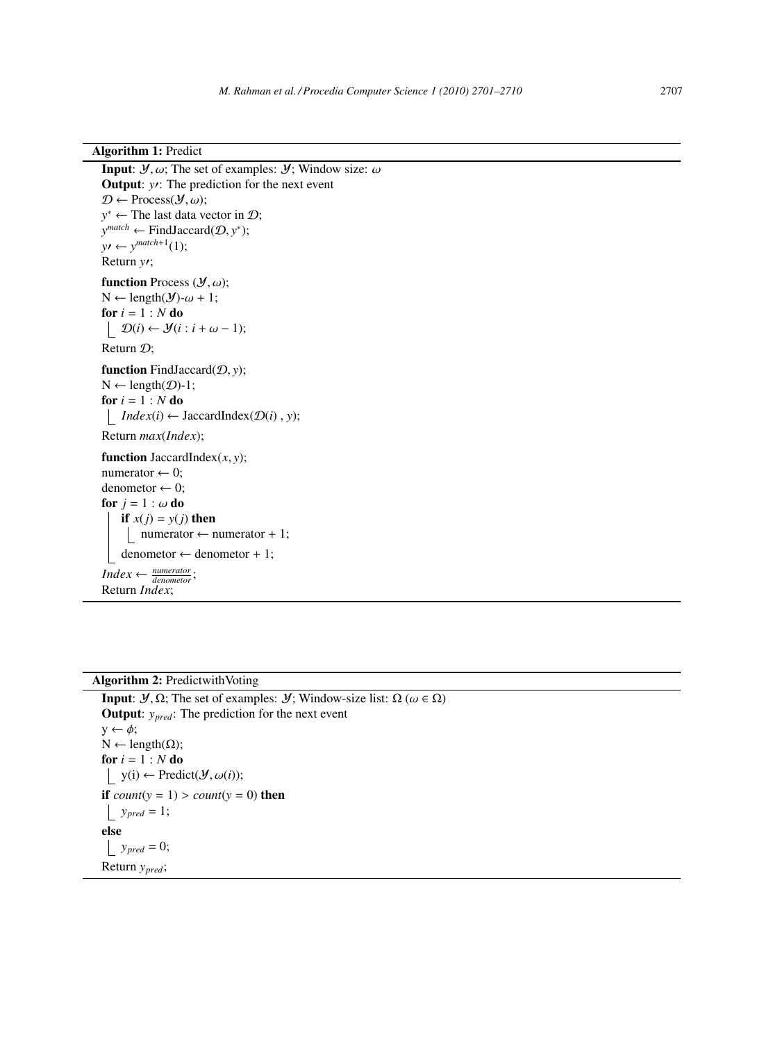**Algorithm 1:** Predict

**Input**: $\mathcal{Y}, \omega$; The set of examples: $\mathcal{Y}$; Window size: $\omega$
**Output**: $y\prime$: The prediction for the next event
$\mathcal{D} \leftarrow$ Process($\mathcal{Y}, \omega$);
$y^* \leftarrow$ The last data vector in $\mathcal{D}$;
$y^{match} \leftarrow$ FindJaccard($\mathcal{D}, y^*$);
$y\prime \leftarrow y^{match+1}(1)$;
Return $y\prime$;

**function** Process ($\mathcal{Y}, \omega$);
N $\leftarrow$ length($\mathcal{Y}$)-$\omega$ + 1;
**for** $i = 1 : N$ **do**
  $\mathcal{D}(i) \leftarrow \mathcal{Y}(i : i + \omega - 1)$;
Return $\mathcal{D}$;

**function** FindJaccard($\mathcal{D}, y$);
N $\leftarrow$ length($\mathcal{D}$)-1;
**for** $i = 1 : N$ **do**
  $Index(i) \leftarrow$ JaccardIndex($\mathcal{D}(i)$ , $y$);
Return $max(Index)$;

**function** JaccardIndex($x, y$);
numerator $\leftarrow$ 0;
denometor $\leftarrow$ 0;
**for** $j = 1 : \omega$ **do**
  **if** $x(j) = y(j)$ **then**
    numerator $\leftarrow$ numerator + 1;
  denometor $\leftarrow$ denometor + 1;
$Index \leftarrow \frac{numerator}{denometor}$;
Return $Index$;

**Algorithm 2:** PredictwithVoting

**Input**: $\mathcal{Y}, \Omega$; The set of examples: $\mathcal{Y}$; Window-size list: $\Omega$ ($\omega \in \Omega$)
**Output**: $y_{pred}$: The prediction for the next event
y $\leftarrow \phi$;
N $\leftarrow$ length($\Omega$);
**for** $i = 1 : N$ **do**
  y(i) $\leftarrow$ Predict($\mathcal{Y}, \omega(i)$);
**if** $count(y = 1) > count(y = 0)$ **then**
  $y_{pred} = 1$;
**else**
  $y_{pred} = 0$;
Return $y_{pred}$;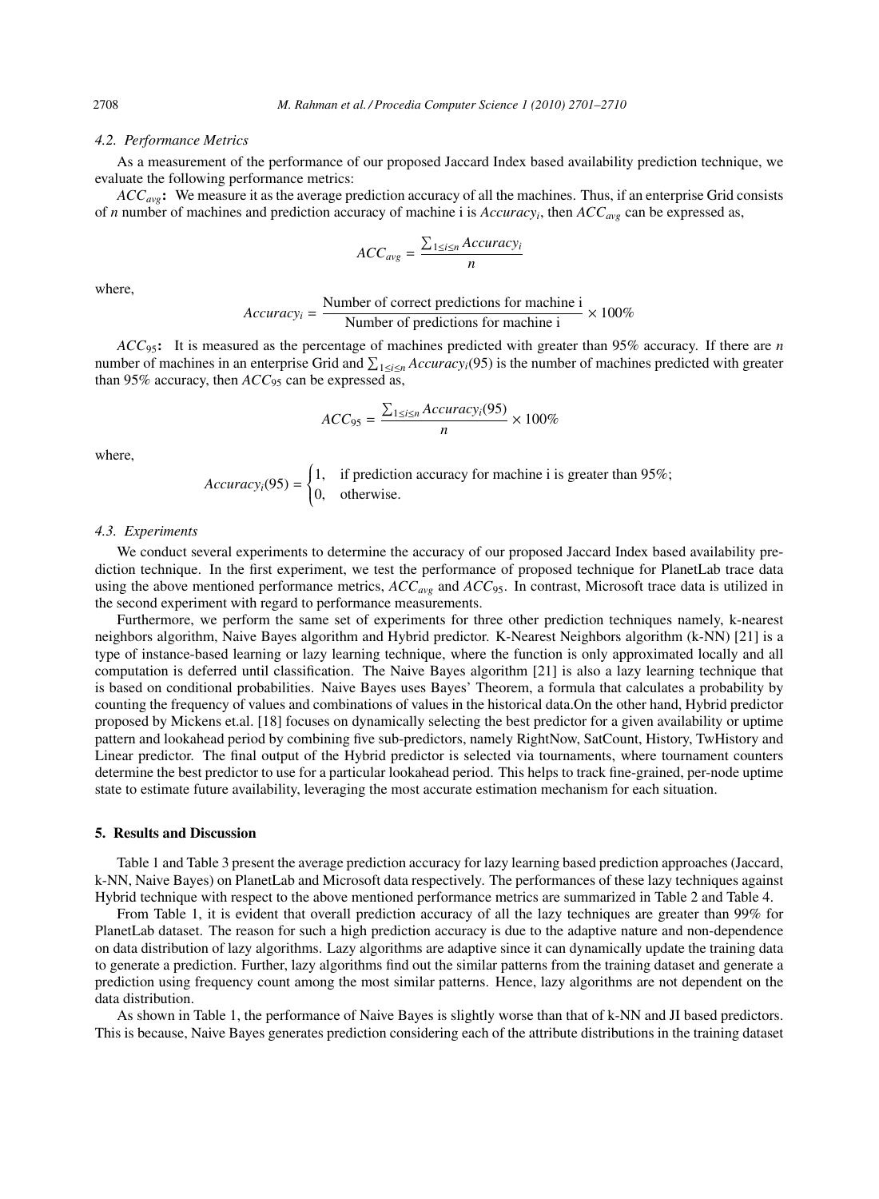### 4.2. Performance Metrics

As a measurement of the performance of our proposed Jaccard Index based availability prediction technique, we evaluate the following performance metrics:

$ACC_{avg}$**:** We measure it as the average prediction accuracy of all the machines. Thus, if an enterprise Grid consists of $n$ number of machines and prediction accuracy of machine i is $Accuracy_i$, then $ACC_{avg}$ can be expressed as,

$$ACC_{avg} = \frac{\sum_{1 \leq i \leq n} Accuracy_i}{n}$$

where,

$$Accuracy_i = \frac{\text{Number of correct predictions for machine i}}{\text{Number of predictions for machine i}} \times 100\%$$

$ACC_{95}$**:** It is measured as the percentage of machines predicted with greater than 95% accuracy. If there are $n$ number of machines in an enterprise Grid and $\sum_{1 \leq i \leq n} Accuracy_i(95)$ is the number of machines predicted with greater than 95% accuracy, then $ACC_{95}$ can be expressed as,

$$ACC_{95} = \frac{\sum_{1 \leq i \leq n} Accuracy_i(95)}{n} \times 100\%$$

where,

$$Accuracy_i(95) = \begin{cases} 1, & \text{if prediction accuracy for machine i is greater than 95\%;} \\ 0, & \text{otherwise.} \end{cases}$$

### 4.3. Experiments

We conduct several experiments to determine the accuracy of our proposed Jaccard Index based availability prediction technique. In the first experiment, we test the performance of proposed technique for PlanetLab trace data using the above mentioned performance metrics, $ACC_{avg}$ and $ACC_{95}$. In contrast, Microsoft trace data is utilized in the second experiment with regard to performance measurements.

Furthermore, we perform the same set of experiments for three other prediction techniques namely, k-nearest neighbors algorithm, Naive Bayes algorithm and Hybrid predictor. K-Nearest Neighbors algorithm (k-NN) [21] is a type of instance-based learning or lazy learning technique, where the function is only approximated locally and all computation is deferred until classification. The Naive Bayes algorithm [21] is also a lazy learning technique that is based on conditional probabilities. Naive Bayes uses Bayes' Theorem, a formula that calculates a probability by counting the frequency of values and combinations of values in the historical data.On the other hand, Hybrid predictor proposed by Mickens et.al. [18] focuses on dynamically selecting the best predictor for a given availability or uptime pattern and lookahead period by combining five sub-predictors, namely RightNow, SatCount, History, TwHistory and Linear predictor. The final output of the Hybrid predictor is selected via tournaments, where tournament counters determine the best predictor to use for a particular lookahead period. This helps to track fine-grained, per-node uptime state to estimate future availability, leveraging the most accurate estimation mechanism for each situation.

## 5. Results and Discussion

Table 1 and Table 3 present the average prediction accuracy for lazy learning based prediction approaches (Jaccard, k-NN, Naive Bayes) on PlanetLab and Microsoft data respectively. The performances of these lazy techniques against Hybrid technique with respect to the above mentioned performance metrics are summarized in Table 2 and Table 4.

From Table 1, it is evident that overall prediction accuracy of all the lazy techniques are greater than 99% for PlanetLab dataset. The reason for such a high prediction accuracy is due to the adaptive nature and non-dependence on data distribution of lazy algorithms. Lazy algorithms are adaptive since it can dynamically update the training data to generate a prediction. Further, lazy algorithms find out the similar patterns from the training dataset and generate a prediction using frequency count among the most similar patterns. Hence, lazy algorithms are not dependent on the data distribution.

As shown in Table 1, the performance of Naive Bayes is slightly worse than that of k-NN and JI based predictors. This is because, Naive Bayes generates prediction considering each of the attribute distributions in the training dataset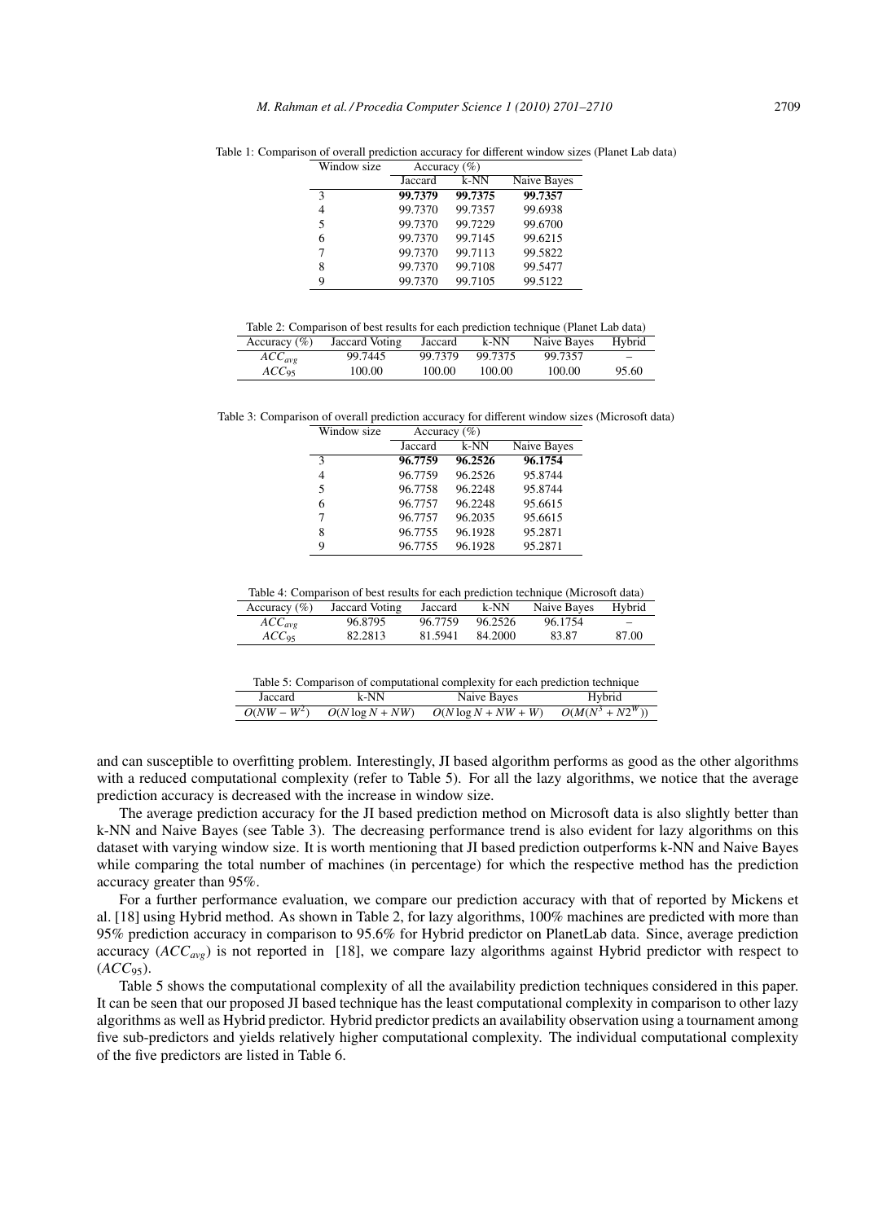Table 1: Comparison of overall prediction accuracy for different window sizes (Planet Lab data)

| Window size | Accuracy (%) | | |
|---|---|---|---|
| | Jaccard | k-NN | Naive Bayes |
| 3 | **99.7379** | **99.7375** | **99.7357** |
| 4 | 99.7370 | 99.7357 | 99.6938 |
| 5 | 99.7370 | 99.7229 | 99.6700 |
| 6 | 99.7370 | 99.7145 | 99.6215 |
| 7 | 99.7370 | 99.7113 | 99.5822 |
| 8 | 99.7370 | 99.7108 | 99.5477 |
| 9 | 99.7370 | 99.7105 | 99.5122 |

Table 2: Comparison of best results for each prediction technique (Planet Lab data)

| Accuracy (%) | Jaccard Voting | Jaccard | k-NN | Naive Bayes | Hybrid |
|---|---|---|---|---|---|
| $ACC_{avg}$ | 99.7445 | 99.7379 | 99.7375 | 99.7357 | – |
| $ACC_{95}$ | 100.00 | 100.00 | 100.00 | 100.00 | 95.60 |

Table 3: Comparison of overall prediction accuracy for different window sizes (Microsoft data)

| Window size | Accuracy (%) | | |
|---|---|---|---|
| | Jaccard | k-NN | Naive Bayes |
| 3 | **96.7759** | **96.2526** | **96.1754** |
| 4 | 96.7759 | 96.2526 | 95.8744 |
| 5 | 96.7758 | 96.2248 | 95.8744 |
| 6 | 96.7757 | 96.2248 | 95.6615 |
| 7 | 96.7757 | 96.2035 | 95.6615 |
| 8 | 96.7755 | 96.1928 | 95.2871 |
| 9 | 96.7755 | 96.1928 | 95.2871 |

Table 4: Comparison of best results for each prediction technique (Microsoft data)

| Accuracy (%) | Jaccard Voting | Jaccard | k-NN | Naive Bayes | Hybrid |
|---|---|---|---|---|---|
| $ACC_{avg}$ | 96.8795 | 96.7759 | 96.2526 | 96.1754 | – |
| $ACC_{95}$ | 82.2813 | 81.5941 | 84.2000 | 83.87 | 87.00 |

Table 5: Comparison of computational complexity for each prediction technique

| Jaccard | k-NN | Naive Bayes | Hybrid |
|---|---|---|---|
| $O(NW - W^2)$ | $O(N \log N + NW)$ | $O(N \log N + NW + W)$ | $O(M(N^3 + N2^W))$ |

and can susceptible to overfitting problem. Interestingly, JI based algorithm performs as good as the other algorithms with a reduced computational complexity (refer to Table 5). For all the lazy algorithms, we notice that the average prediction accuracy is decreased with the increase in window size.

The average prediction accuracy for the JI based prediction method on Microsoft data is also slightly better than k-NN and Naive Bayes (see Table 3). The decreasing performance trend is also evident for lazy algorithms on this dataset with varying window size. It is worth mentioning that JI based prediction outperforms k-NN and Naive Bayes while comparing the total number of machines (in percentage) for which the respective method has the prediction accuracy greater than 95%.

For a further performance evaluation, we compare our prediction accuracy with that of reported by Mickens et al. [18] using Hybrid method. As shown in Table 2, for lazy algorithms, 100% machines are predicted with more than 95% prediction accuracy in comparison to 95.6% for Hybrid predictor on PlanetLab data. Since, average prediction accuracy ($ACC_{avg}$) is not reported in [18], we compare lazy algorithms against Hybrid predictor with respect to ($ACC_{95}$).

Table 5 shows the computational complexity of all the availability prediction techniques considered in this paper. It can be seen that our proposed JI based technique has the least computational complexity in comparison to other lazy algorithms as well as Hybrid predictor. Hybrid predictor predicts an availability observation using a tournament among five sub-predictors and yields relatively higher computational complexity. The individual computational complexity of the five predictors are listed in Table 6.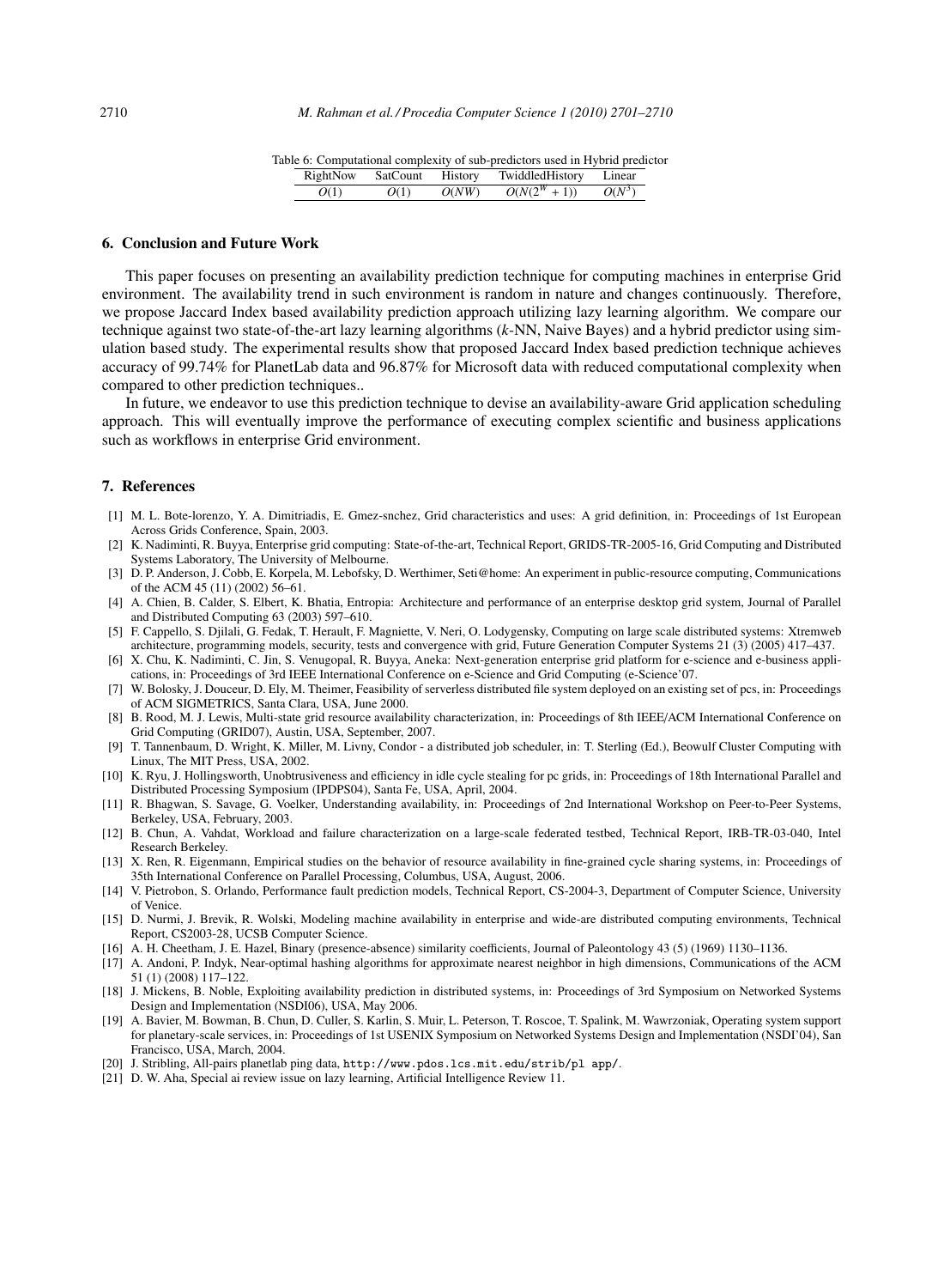Table 6: Computational complexity of sub-predictors used in Hybrid predictor

| RightNow | SatCount | History | TwiddledHistory | Linear |
| --- | --- | --- | --- | --- |
| $O(1)$ | $O(1)$ | $O(NW)$ | $O(N(2^W + 1))$ | $O(N^3)$ |

## 6. Conclusion and Future Work

This paper focuses on presenting an availability prediction technique for computing machines in enterprise Grid environment. The availability trend in such environment is random in nature and changes continuously. Therefore, we propose Jaccard Index based availability prediction approach utilizing lazy learning algorithm. We compare our technique against two state-of-the-art lazy learning algorithms (*k*-NN, Naive Bayes) and a hybrid predictor using simulation based study. The experimental results show that proposed Jaccard Index based prediction technique achieves accuracy of 99.74% for PlanetLab data and 96.87% for Microsoft data with reduced computational complexity when compared to other prediction techniques..

In future, we endeavor to use this prediction technique to devise an availability-aware Grid application scheduling approach. This will eventually improve the performance of executing complex scientific and business applications such as workflows in enterprise Grid environment.

## 7. References

[1] M. L. Bote-lorenzo, Y. A. Dimitriadis, E. Gmez-snchez, Grid characteristics and uses: A grid definition, in: Proceedings of 1st European Across Grids Conference, Spain, 2003.

[2] K. Nadiminti, R. Buyya, Enterprise grid computing: State-of-the-art, Technical Report, GRIDS-TR-2005-16, Grid Computing and Distributed Systems Laboratory, The University of Melbourne.

[3] D. P. Anderson, J. Cobb, E. Korpela, M. Lebofsky, D. Werthimer, Seti@home: An experiment in public-resource computing, Communications of the ACM 45 (11) (2002) 56–61.

[4] A. Chien, B. Calder, S. Elbert, K. Bhatia, Entropia: Architecture and performance of an enterprise desktop grid system, Journal of Parallel and Distributed Computing 63 (2003) 597–610.

[5] F. Cappello, S. Djilali, G. Fedak, T. Herault, F. Magniette, V. Neri, O. Lodygensky, Computing on large scale distributed systems: Xtremweb architecture, programming models, security, tests and convergence with grid, Future Generation Computer Systems 21 (3) (2005) 417–437.

[6] X. Chu, K. Nadiminti, C. Jin, S. Venugopal, R. Buyya, Aneka: Next-generation enterprise grid platform for e-science and e-business applications, in: Proceedings of 3rd IEEE International Conference on e-Science and Grid Computing (e-Science'07.

[7] W. Bolosky, J. Douceur, D. Ely, M. Theimer, Feasibility of serverless distributed file system deployed on an existing set of pcs, in: Proceedings of ACM SIGMETRICS, Santa Clara, USA, June 2000.

[8] B. Rood, M. J. Lewis, Multi-state grid resource availability characterization, in: Proceedings of 8th IEEE/ACM International Conference on Grid Computing (GRID07), Austin, USA, September, 2007.

[9] T. Tannenbaum, D. Wright, K. Miller, M. Livny, Condor - a distributed job scheduler, in: T. Sterling (Ed.), Beowulf Cluster Computing with Linux, The MIT Press, USA, 2002.

[10] K. Ryu, J. Hollingsworth, Unobtrusiveness and efficiency in idle cycle stealing for pc grids, in: Proceedings of 18th International Parallel and Distributed Processing Symposium (IPDPS04), Santa Fe, USA, April, 2004.

[11] R. Bhagwan, S. Savage, G. Voelker, Understanding availability, in: Proceedings of 2nd International Workshop on Peer-to-Peer Systems, Berkeley, USA, February, 2003.

[12] B. Chun, A. Vahdat, Workload and failure characterization on a large-scale federated testbed, Technical Report, IRB-TR-03-040, Intel Research Berkeley.

[13] X. Ren, R. Eigenmann, Empirical studies on the behavior of resource availability in fine-grained cycle sharing systems, in: Proceedings of 35th International Conference on Parallel Processing, Columbus, USA, August, 2006.

[14] V. Pietrobon, S. Orlando, Performance fault prediction models, Technical Report, CS-2004-3, Department of Computer Science, University of Venice.

[15] D. Nurmi, J. Brevik, R. Wolski, Modeling machine availability in enterprise and wide-are distributed computing environments, Technical Report, CS2003-28, UCSB Computer Science.

[16] A. H. Cheetham, J. E. Hazel, Binary (presence-absence) similarity coefficients, Journal of Paleontology 43 (5) (1969) 1130–1136.

[17] A. Andoni, P. Indyk, Near-optimal hashing algorithms for approximate nearest neighbor in high dimensions, Communications of the ACM 51 (1) (2008) 117–122.

[18] J. Mickens, B. Noble, Exploiting availability prediction in distributed systems, in: Proceedings of 3rd Symposium on Networked Systems Design and Implementation (NSDI06), USA, May 2006.

[19] A. Bavier, M. Bowman, B. Chun, D. Culler, S. Karlin, S. Muir, L. Peterson, T. Roscoe, T. Spalink, M. Wawrzoniak, Operating system support for planetary-scale services, in: Proceedings of 1st USENIX Symposium on Networked Systems Design and Implementation (NSDI'04), San Francisco, USA, March, 2004.

[20] J. Stribling, All-pairs planetlab ping data, http://www.pdos.lcs.mit.edu/strib/pl app/.

[21] D. W. Aha, Special ai review issue on lazy learning, Artificial Intelligence Review 11.